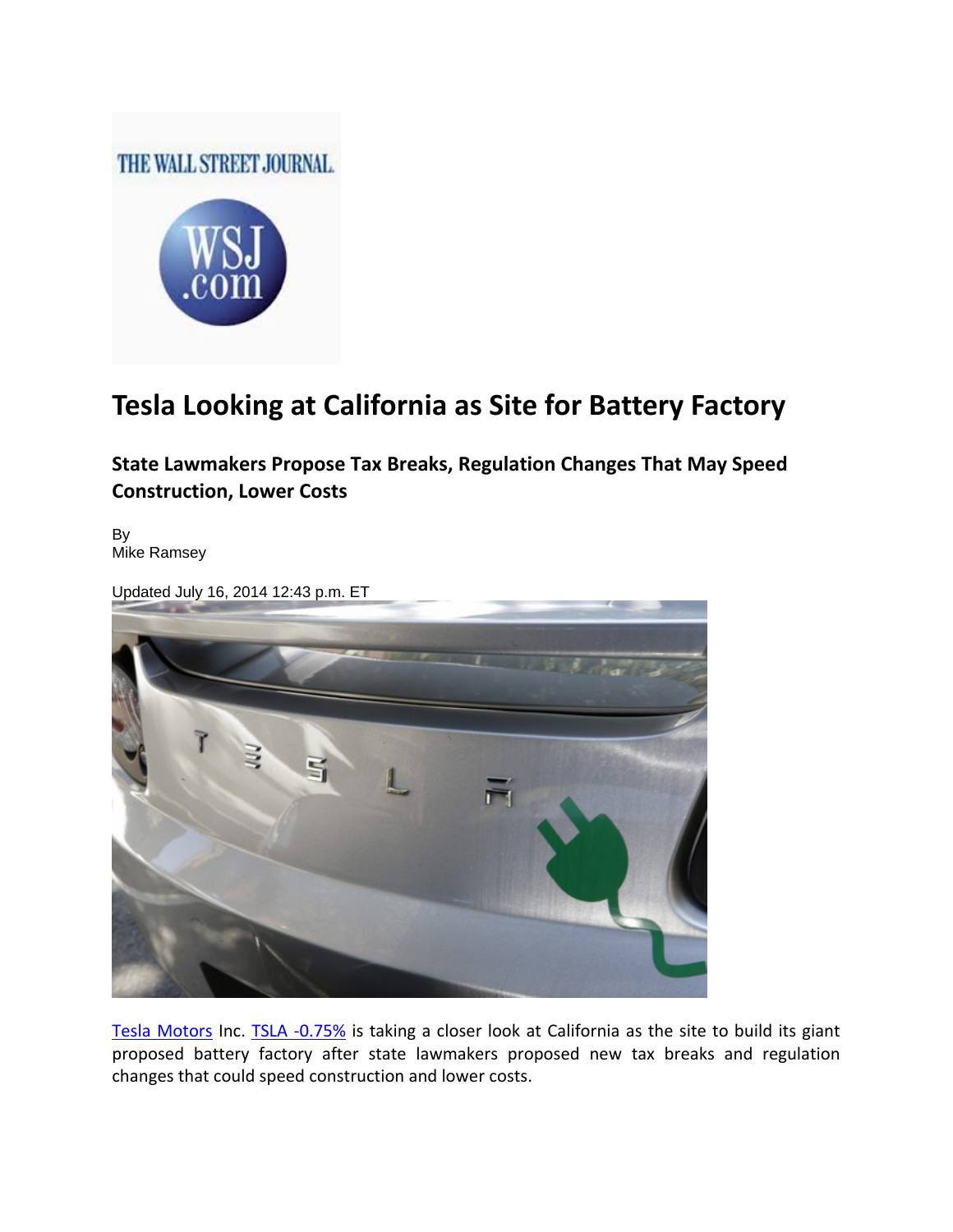# Tesla Looking at California as Site for Battery Factory

## State Lawmakers Propose Tax Breaks, Regulation Changes That May Speed Construction, Lower Costs

By
Mike Ramsey

Updated July 16, 2014 12:43 p.m. ET

Tesla Motors Inc. TSLA -0.75% is taking a closer look at California as the site to build its giant proposed battery factory after state lawmakers proposed new tax breaks and regulation changes that could speed construction and lower costs.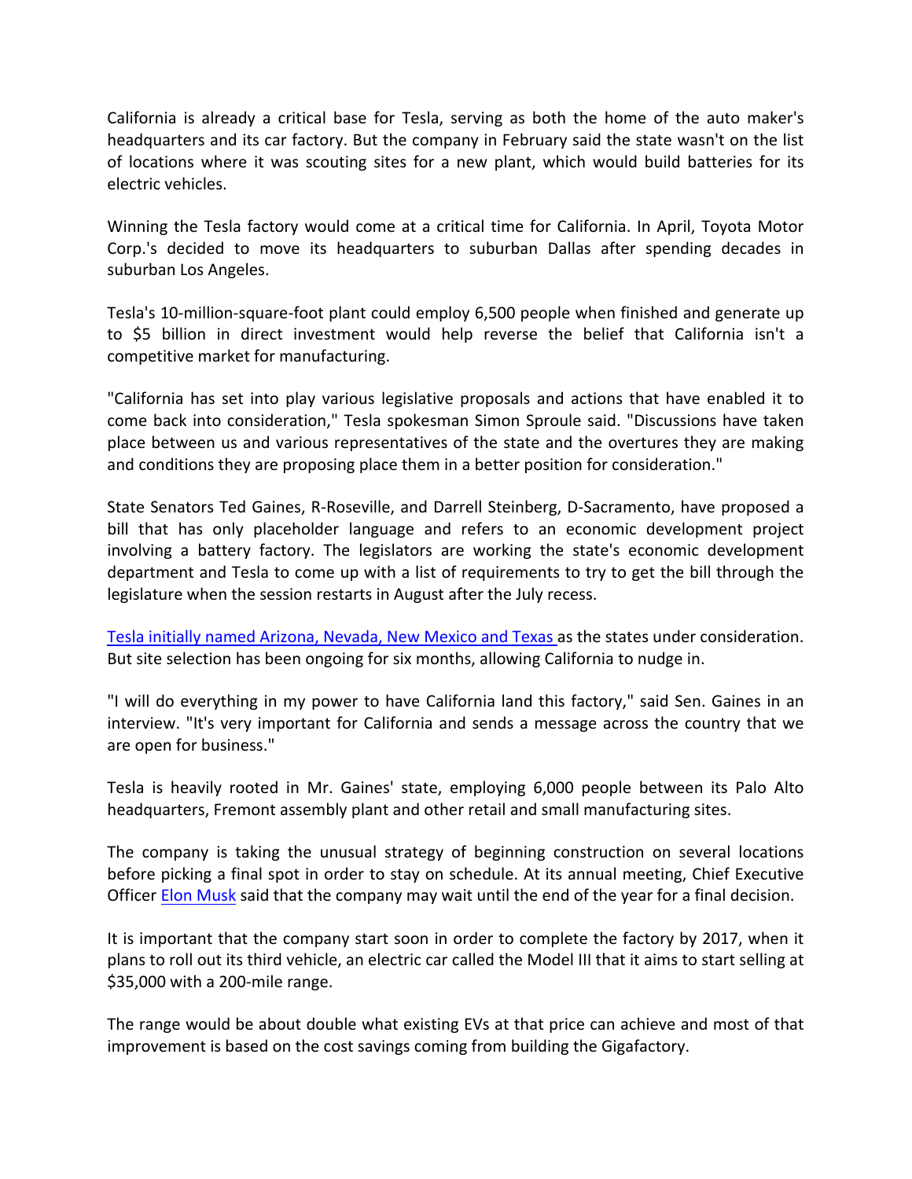California is already a critical base for Tesla, serving as both the home of the auto maker's headquarters and its car factory. But the company in February said the state wasn't on the list of locations where it was scouting sites for a new plant, which would build batteries for its electric vehicles.

Winning the Tesla factory would come at a critical time for California. In April, Toyota Motor Corp.'s decided to move its headquarters to suburban Dallas after spending decades in suburban Los Angeles.

Tesla's 10-million-square-foot plant could employ 6,500 people when finished and generate up to $5 billion in direct investment would help reverse the belief that California isn't a competitive market for manufacturing.

"California has set into play various legislative proposals and actions that have enabled it to come back into consideration," Tesla spokesman Simon Sproule said. "Discussions have taken place between us and various representatives of the state and the overtures they are making and conditions they are proposing place them in a better position for consideration."

State Senators Ted Gaines, R-Roseville, and Darrell Steinberg, D-Sacramento, have proposed a bill that has only placeholder language and refers to an economic development project involving a battery factory. The legislators are working the state's economic development department and Tesla to come up with a list of requirements to try to get the bill through the legislature when the session restarts in August after the July recess.

Tesla initially named Arizona, Nevada, New Mexico and Texas as the states under consideration. But site selection has been ongoing for six months, allowing California to nudge in.

"I will do everything in my power to have California land this factory," said Sen. Gaines in an interview. "It's very important for California and sends a message across the country that we are open for business."

Tesla is heavily rooted in Mr. Gaines' state, employing 6,000 people between its Palo Alto headquarters, Fremont assembly plant and other retail and small manufacturing sites.

The company is taking the unusual strategy of beginning construction on several locations before picking a final spot in order to stay on schedule. At its annual meeting, Chief Executive Officer Elon Musk said that the company may wait until the end of the year for a final decision.

It is important that the company start soon in order to complete the factory by 2017, when it plans to roll out its third vehicle, an electric car called the Model III that it aims to start selling at $35,000 with a 200-mile range.

The range would be about double what existing EVs at that price can achieve and most of that improvement is based on the cost savings coming from building the Gigafactory.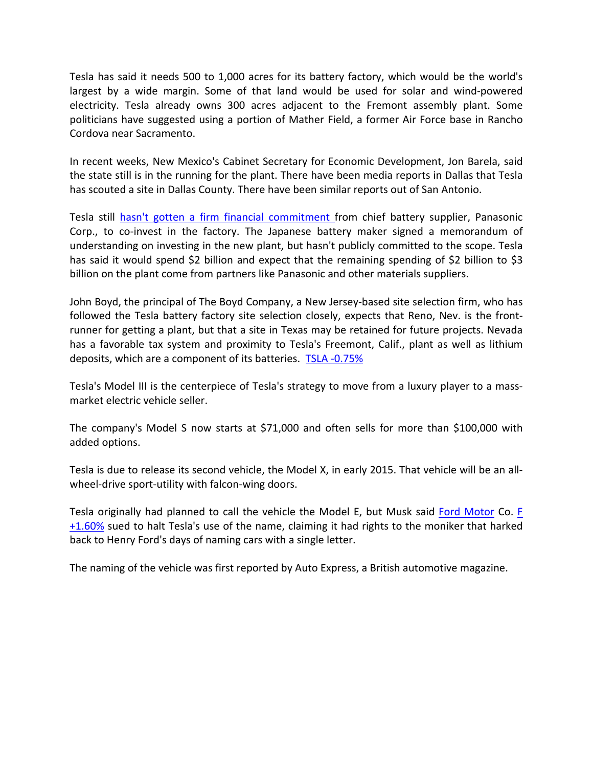Tesla has said it needs 500 to 1,000 acres for its battery factory, which would be the world's largest by a wide margin. Some of that land would be used for solar and wind-powered electricity. Tesla already owns 300 acres adjacent to the Fremont assembly plant. Some politicians have suggested using a portion of Mather Field, a former Air Force base in Rancho Cordova near Sacramento.

In recent weeks, New Mexico's Cabinet Secretary for Economic Development, Jon Barela, said the state still is in the running for the plant. There have been media reports in Dallas that Tesla has scouted a site in Dallas County. There have been similar reports out of San Antonio.

Tesla still hasn't gotten a firm financial commitment from chief battery supplier, Panasonic Corp., to co-invest in the factory. The Japanese battery maker signed a memorandum of understanding on investing in the new plant, but hasn't publicly committed to the scope. Tesla has said it would spend $2 billion and expect that the remaining spending of $2 billion to $3 billion on the plant come from partners like Panasonic and other materials suppliers.

John Boyd, the principal of The Boyd Company, a New Jersey-based site selection firm, who has followed the Tesla battery factory site selection closely, expects that Reno, Nev. is the front-runner for getting a plant, but that a site in Texas may be retained for future projects. Nevada has a favorable tax system and proximity to Tesla's Freemont, Calif., plant as well as lithium deposits, which are a component of its batteries. TSLA -0.75%

Tesla's Model III is the centerpiece of Tesla's strategy to move from a luxury player to a mass-market electric vehicle seller.

The company's Model S now starts at $71,000 and often sells for more than $100,000 with added options.

Tesla is due to release its second vehicle, the Model X, in early 2015. That vehicle will be an all-wheel-drive sport-utility with falcon-wing doors.

Tesla originally had planned to call the vehicle the Model E, but Musk said Ford Motor Co. F +1.60% sued to halt Tesla's use of the name, claiming it had rights to the moniker that harked back to Henry Ford's days of naming cars with a single letter.

The naming of the vehicle was first reported by Auto Express, a British automotive magazine.